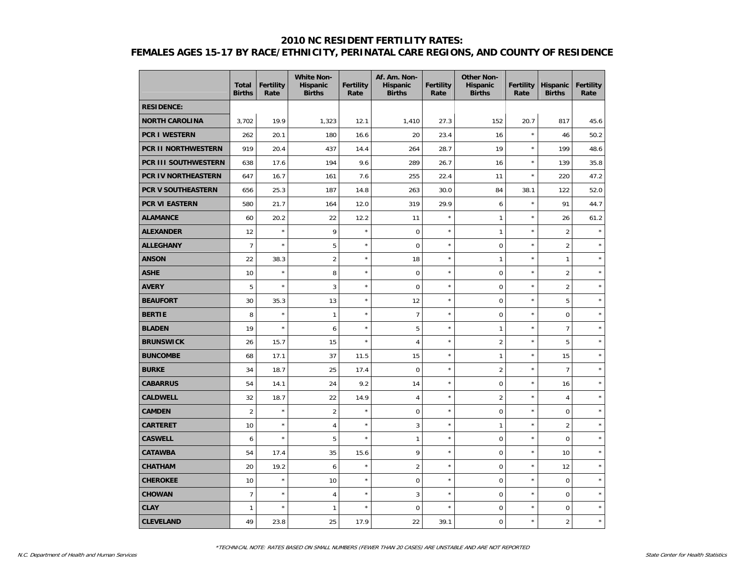# 2010 NC RESIDENT FERTILITY RATES:
## FEMALES AGES 15-17 BY RACE/ETHNICITY, PERINATAL CARE REGIONS, AND COUNTY OF RESIDENCE

| | Total Births | Fertility Rate | White Non-Hispanic Births | Fertility Rate | Af. Am. Non-Hispanic Births | Fertility Rate | Other Non-Hispanic Births | Fertility Rate | Hispanic Births | Fertility Rate |
|---|---|---|---|---|---|---|---|---|---|---|
| **RESIDENCE:** | | | | | | | | | | |
| **NORTH CAROLINA** | 3,702 | 19.9 | 1,323 | 12.1 | 1,410 | 27.3 | 152 | 20.7 | 817 | 45.6 |
| **PCR I WESTERN** | 262 | 20.1 | 180 | 16.6 | 20 | 23.4 | 16 | * | 46 | 50.2 |
| **PCR II NORTHWESTERN** | 919 | 20.4 | 437 | 14.4 | 264 | 28.7 | 19 | * | 199 | 48.6 |
| **PCR III SOUTHWESTERN** | 638 | 17.6 | 194 | 9.6 | 289 | 26.7 | 16 | * | 139 | 35.8 |
| **PCR IV NORTHEASTERN** | 647 | 16.7 | 161 | 7.6 | 255 | 22.4 | 11 | * | 220 | 47.2 |
| **PCR V SOUTHEASTERN** | 656 | 25.3 | 187 | 14.8 | 263 | 30.0 | 84 | 38.1 | 122 | 52.0 |
| **PCR VI EASTERN** | 580 | 21.7 | 164 | 12.0 | 319 | 29.9 | 6 | * | 91 | 44.7 |
| **ALAMANCE** | 60 | 20.2 | 22 | 12.2 | 11 | * | 1 | * | 26 | 61.2 |
| **ALEXANDER** | 12 | * | 9 | * | 0 | * | 1 | * | 2 | * |
| **ALLEGHANY** | 7 | * | 5 | * | 0 | * | 0 | * | 2 | * |
| **ANSON** | 22 | 38.3 | 2 | * | 18 | * | 1 | * | 1 | * |
| **ASHE** | 10 | * | 8 | * | 0 | * | 0 | * | 2 | * |
| **AVERY** | 5 | * | 3 | * | 0 | * | 0 | * | 2 | * |
| **BEAUFORT** | 30 | 35.3 | 13 | * | 12 | * | 0 | * | 5 | * |
| **BERTIE** | 8 | * | 1 | * | 7 | * | 0 | * | 0 | * |
| **BLADEN** | 19 | * | 6 | * | 5 | * | 1 | * | 7 | * |
| **BRUNSWICK** | 26 | 15.7 | 15 | * | 4 | * | 2 | * | 5 | * |
| **BUNCOMBE** | 68 | 17.1 | 37 | 11.5 | 15 | * | 1 | * | 15 | * |
| **BURKE** | 34 | 18.7 | 25 | 17.4 | 0 | * | 2 | * | 7 | * |
| **CABARRUS** | 54 | 14.1 | 24 | 9.2 | 14 | * | 0 | * | 16 | * |
| **CALDWELL** | 32 | 18.7 | 22 | 14.9 | 4 | * | 2 | * | 4 | * |
| **CAMDEN** | 2 | * | 2 | * | 0 | * | 0 | * | 0 | * |
| **CARTERET** | 10 | * | 4 | * | 3 | * | 1 | * | 2 | * |
| **CASWELL** | 6 | * | 5 | * | 1 | * | 0 | * | 0 | * |
| **CATAWBA** | 54 | 17.4 | 35 | 15.6 | 9 | * | 0 | * | 10 | * |
| **CHATHAM** | 20 | 19.2 | 6 | * | 2 | * | 0 | * | 12 | * |
| **CHEROKEE** | 10 | * | 10 | * | 0 | * | 0 | * | 0 | * |
| **CHOWAN** | 7 | * | 4 | * | 3 | * | 0 | * | 0 | * |
| **CLAY** | 1 | * | 1 | * | 0 | * | 0 | * | 0 | * |
| **CLEVELAND** | 49 | 23.8 | 25 | 17.9 | 22 | 39.1 | 0 | * | 2 | * |

*TECHNICAL NOTE: RATES BASED ON SMALL NUMBERS (FEWER THAN 20 CASES) ARE UNSTABLE AND ARE NOT REPORTED

N.C. Department of Health and Human Services

State Center for Health Statistics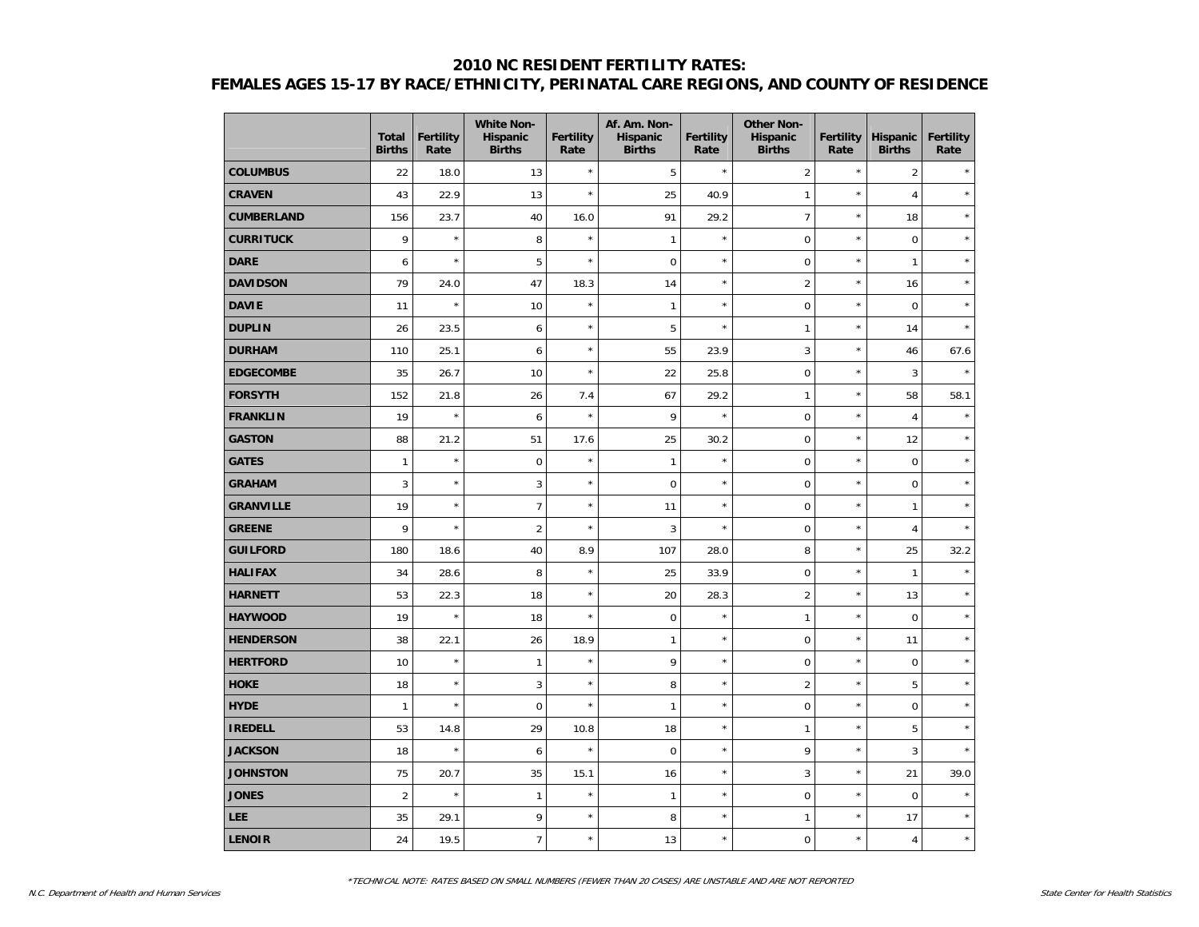## 2010 NC RESIDENT FERTILITY RATES:
## FEMALES AGES 15-17 BY RACE/ETHNICITY, PERINATAL CARE REGIONS, AND COUNTY OF RESIDENCE

| | Total Births | Fertility Rate | White Non-Hispanic Births | Fertility Rate | Af. Am. Non-Hispanic Births | Fertility Rate | Other Non-Hispanic Births | Fertility Rate | Hispanic Births | Fertility Rate |
|---|---|---|---|---|---|---|---|---|---|---|
| **COLUMBUS** | 22 | 18.0 | 13 | * | 5 | * | 2 | * | 2 | * |
| **CRAVEN** | 43 | 22.9 | 13 | * | 25 | 40.9 | 1 | * | 4 | * |
| **CUMBERLAND** | 156 | 23.7 | 40 | 16.0 | 91 | 29.2 | 7 | * | 18 | * |
| **CURRITUCK** | 9 | * | 8 | * | 1 | * | 0 | * | 0 | * |
| **DARE** | 6 | * | 5 | * | 0 | * | 0 | * | 1 | * |
| **DAVIDSON** | 79 | 24.0 | 47 | 18.3 | 14 | * | 2 | * | 16 | * |
| **DAVIE** | 11 | * | 10 | * | 1 | * | 0 | * | 0 | * |
| **DUPLIN** | 26 | 23.5 | 6 | * | 5 | * | 1 | * | 14 | * |
| **DURHAM** | 110 | 25.1 | 6 | * | 55 | 23.9 | 3 | * | 46 | 67.6 |
| **EDGECOMBE** | 35 | 26.7 | 10 | * | 22 | 25.8 | 0 | * | 3 | * |
| **FORSYTH** | 152 | 21.8 | 26 | 7.4 | 67 | 29.2 | 1 | * | 58 | 58.1 |
| **FRANKLIN** | 19 | * | 6 | * | 9 | * | 0 | * | 4 | * |
| **GASTON** | 88 | 21.2 | 51 | 17.6 | 25 | 30.2 | 0 | * | 12 | * |
| **GATES** | 1 | * | 0 | * | 1 | * | 0 | * | 0 | * |
| **GRAHAM** | 3 | * | 3 | * | 0 | * | 0 | * | 0 | * |
| **GRANVILLE** | 19 | * | 7 | * | 11 | * | 0 | * | 1 | * |
| **GREENE** | 9 | * | 2 | * | 3 | * | 0 | * | 4 | * |
| **GUILFORD** | 180 | 18.6 | 40 | 8.9 | 107 | 28.0 | 8 | * | 25 | 32.2 |
| **HALIFAX** | 34 | 28.6 | 8 | * | 25 | 33.9 | 0 | * | 1 | * |
| **HARNETT** | 53 | 22.3 | 18 | * | 20 | 28.3 | 2 | * | 13 | * |
| **HAYWOOD** | 19 | * | 18 | * | 0 | * | 1 | * | 0 | * |
| **HENDERSON** | 38 | 22.1 | 26 | 18.9 | 1 | * | 0 | * | 11 | * |
| **HERTFORD** | 10 | * | 1 | * | 9 | * | 0 | * | 0 | * |
| **HOKE** | 18 | * | 3 | * | 8 | * | 2 | * | 5 | * |
| **HYDE** | 1 | * | 0 | * | 1 | * | 0 | * | 0 | * |
| **IREDELL** | 53 | 14.8 | 29 | 10.8 | 18 | * | 1 | * | 5 | * |
| **JACKSON** | 18 | * | 6 | * | 0 | * | 9 | * | 3 | * |
| **JOHNSTON** | 75 | 20.7 | 35 | 15.1 | 16 | * | 3 | * | 21 | 39.0 |
| **JONES** | 2 | * | 1 | * | 1 | * | 0 | * | 0 | * |
| **LEE** | 35 | 29.1 | 9 | * | 8 | * | 1 | * | 17 | * |
| **LENOIR** | 24 | 19.5 | 7 | * | 13 | * | 0 | * | 4 | * |

*TECHNICAL NOTE: RATES BASED ON SMALL NUMBERS (FEWER THAN 20 CASES) ARE UNSTABLE AND ARE NOT REPORTED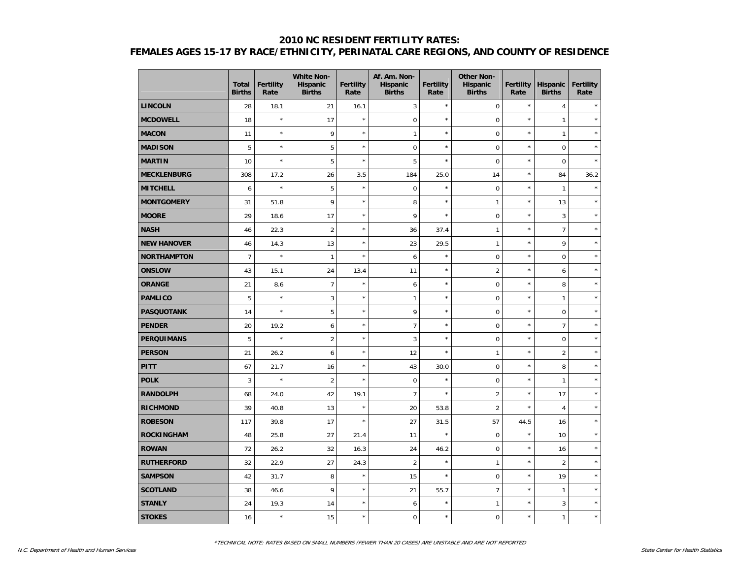# 2010 NC RESIDENT FERTILITY RATES: FEMALES AGES 15-17 BY RACE/ETHNICITY, PERINATAL CARE REGIONS, AND COUNTY OF RESIDENCE

| | Total Births | Fertility Rate | White Non-Hispanic Births | Fertility Rate | Af. Am. Non-Hispanic Births | Fertility Rate | Other Non-Hispanic Births | Fertility Rate | Hispanic Births | Fertility Rate |
|---|---|---|---|---|---|---|---|---|---|---|
| **LINCOLN** | 28 | 18.1 | 21 | 16.1 | 3 | * | 0 | * | 4 | * |
| **MCDOWELL** | 18 | * | 17 | * | 0 | * | 0 | * | 1 | * |
| **MACON** | 11 | * | 9 | * | 1 | * | 0 | * | 1 | * |
| **MADISON** | 5 | * | 5 | * | 0 | * | 0 | * | 0 | * |
| **MARTIN** | 10 | * | 5 | * | 5 | * | 0 | * | 0 | * |
| **MECKLENBURG** | 308 | 17.2 | 26 | 3.5 | 184 | 25.0 | 14 | * | 84 | 36.2 |
| **MITCHELL** | 6 | * | 5 | * | 0 | * | 0 | * | 1 | * |
| **MONTGOMERY** | 31 | 51.8 | 9 | * | 8 | * | 1 | * | 13 | * |
| **MOORE** | 29 | 18.6 | 17 | * | 9 | * | 0 | * | 3 | * |
| **NASH** | 46 | 22.3 | 2 | * | 36 | 37.4 | 1 | * | 7 | * |
| **NEW HANOVER** | 46 | 14.3 | 13 | * | 23 | 29.5 | 1 | * | 9 | * |
| **NORTHAMPTON** | 7 | * | 1 | * | 6 | * | 0 | * | 0 | * |
| **ONSLOW** | 43 | 15.1 | 24 | 13.4 | 11 | * | 2 | * | 6 | * |
| **ORANGE** | 21 | 8.6 | 7 | * | 6 | * | 0 | * | 8 | * |
| **PAMLICO** | 5 | * | 3 | * | 1 | * | 0 | * | 1 | * |
| **PASQUOTANK** | 14 | * | 5 | * | 9 | * | 0 | * | 0 | * |
| **PENDER** | 20 | 19.2 | 6 | * | 7 | * | 0 | * | 7 | * |
| **PERQUIMANS** | 5 | * | 2 | * | 3 | * | 0 | * | 0 | * |
| **PERSON** | 21 | 26.2 | 6 | * | 12 | * | 1 | * | 2 | * |
| **PITT** | 67 | 21.7 | 16 | * | 43 | 30.0 | 0 | * | 8 | * |
| **POLK** | 3 | * | 2 | * | 0 | * | 0 | * | 1 | * |
| **RANDOLPH** | 68 | 24.0 | 42 | 19.1 | 7 | * | 2 | * | 17 | * |
| **RICHMOND** | 39 | 40.8 | 13 | * | 20 | 53.8 | 2 | * | 4 | * |
| **ROBESON** | 117 | 39.8 | 17 | * | 27 | 31.5 | 57 | 44.5 | 16 | * |
| **ROCKINGHAM** | 48 | 25.8 | 27 | 21.4 | 11 | * | 0 | * | 10 | * |
| **ROWAN** | 72 | 26.2 | 32 | 16.3 | 24 | 46.2 | 0 | * | 16 | * |
| **RUTHERFORD** | 32 | 22.9 | 27 | 24.3 | 2 | * | 1 | * | 2 | * |
| **SAMPSON** | 42 | 31.7 | 8 | * | 15 | * | 0 | * | 19 | * |
| **SCOTLAND** | 38 | 46.6 | 9 | * | 21 | 55.7 | 7 | * | 1 | * |
| **STANLY** | 24 | 19.3 | 14 | * | 6 | * | 1 | * | 3 | * |
| **STOKES** | 16 | * | 15 | * | 0 | * | 0 | * | 1 | * |

*\*TECHNICAL NOTE: RATES BASED ON SMALL NUMBERS (FEWER THAN 20 CASES) ARE UNSTABLE AND ARE NOT REPORTED*

*N.C. Department of Health and Human Services* — *State Center for Health Statistics*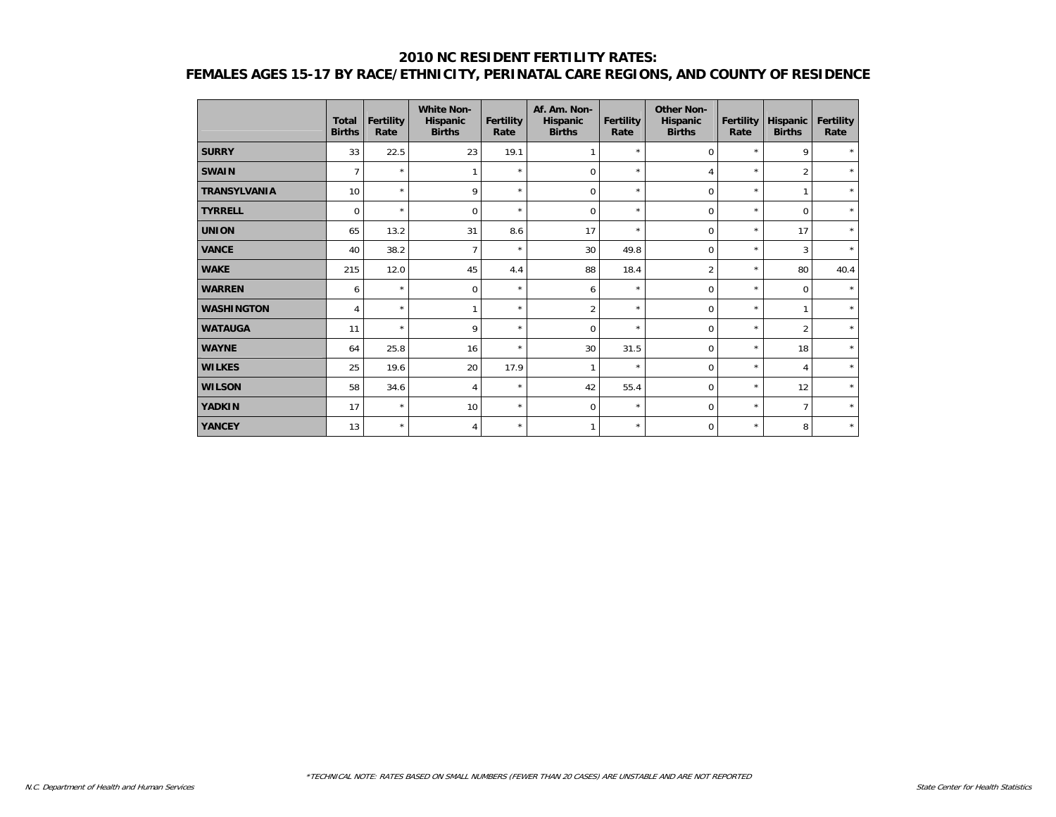## 2010 NC RESIDENT FERTILITY RATES:
## FEMALES AGES 15-17 BY RACE/ETHNICITY, PERINATAL CARE REGIONS, AND COUNTY OF RESIDENCE

| | Total Births | Fertility Rate | White Non-Hispanic Births | Fertility Rate | Af. Am. Non-Hispanic Births | Fertility Rate | Other Non-Hispanic Births | Fertility Rate | Hispanic Births | Fertility Rate |
|---|---|---|---|---|---|---|---|---|---|---|
| **SURRY** | 33 | 22.5 | 23 | 19.1 | 1 | * | 0 | * | 9 | * |
| **SWAIN** | 7 | * | 1 | * | 0 | * | 4 | * | 2 | * |
| **TRANSYLVANIA** | 10 | * | 9 | * | 0 | * | 0 | * | 1 | * |
| **TYRRELL** | 0 | * | 0 | * | 0 | * | 0 | * | 0 | * |
| **UNION** | 65 | 13.2 | 31 | 8.6 | 17 | * | 0 | * | 17 | * |
| **VANCE** | 40 | 38.2 | 7 | * | 30 | 49.8 | 0 | * | 3 | * |
| **WAKE** | 215 | 12.0 | 45 | 4.4 | 88 | 18.4 | 2 | * | 80 | 40.4 |
| **WARREN** | 6 | * | 0 | * | 6 | * | 0 | * | 0 | * |
| **WASHINGTON** | 4 | * | 1 | * | 2 | * | 0 | * | 1 | * |
| **WATAUGA** | 11 | * | 9 | * | 0 | * | 0 | * | 2 | * |
| **WAYNE** | 64 | 25.8 | 16 | * | 30 | 31.5 | 0 | * | 18 | * |
| **WILKES** | 25 | 19.6 | 20 | 17.9 | 1 | * | 0 | * | 4 | * |
| **WILSON** | 58 | 34.6 | 4 | * | 42 | 55.4 | 0 | * | 12 | * |
| **YADKIN** | 17 | * | 10 | * | 0 | * | 0 | * | 7 | * |
| **YANCEY** | 13 | * | 4 | * | 1 | * | 0 | * | 8 | * |

*TECHNICAL NOTE: RATES BASED ON SMALL NUMBERS (FEWER THAN 20 CASES) ARE UNSTABLE AND ARE NOT REPORTED

N.C. Department of Health and Human Services

State Center for Health Statistics